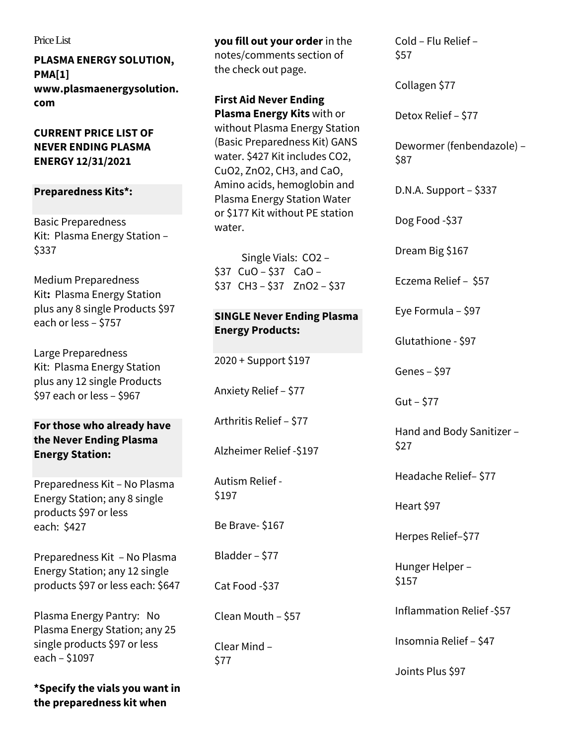Price List

**PLASMA ENERGY SOLUTION, PMA[1] www.plasmaenergysolution.com**

**CURRENT PRICE LIST OF NEVER ENDING PLASMA ENERGY 12/31/2021**

## Preparedness Kits*:

Basic Preparedness Kit: Plasma Energy Station – $337

Medium Preparedness Kit**:** Plasma Energy Station plus any 8 single Products $97 each or less – $757

Large Preparedness Kit: Plasma Energy Station plus any 12 single Products $97 each or less – $967

## For those who already have the Never Ending Plasma Energy Station:

Preparedness Kit – No Plasma Energy Station; any 8 single products $97 or less each: $427

Preparedness Kit – No Plasma Energy Station; any 12 single products $97 or less each: $647

Plasma Energy Pantry: No Plasma Energy Station; any 25 single products $97 or less each – $1097

***Specify the vials you want in the preparedness kit when you fill out your order** in the notes/comments section of the check out page.

**First Aid Never Ending Plasma Energy Kits** with or without Plasma Energy Station (Basic Preparedness Kit) GANS water. $427 Kit includes $CO_2$, $CuO_2$, $ZnO_2$, $CH_3$, and CaO, Amino acids, hemoglobin and Plasma Energy Station Water or $177 Kit without PE station water.

Single Vials: $CO_2$ – $37 CuO – $37 CaO – $37 $CH_3$ – $37 $ZnO_2$ – $37

## SINGLE Never Ending Plasma Energy Products:

2020 + Support $197

Anxiety Relief – $77

Arthritis Relief – $77

Alzheimer Relief -$197

Autism Relief - $197

Be Brave- $167

Bladder – $77

Cat Food -$37

Clean Mouth – $57

Clear Mind – $77

Cold – Flu Relief – $57

Collagen $77

Detox Relief – $77

Dewormer (fenbendazole) – $87

D.N.A. Support – $337

Dog Food -$37

Dream Big $167

Eczema Relief – $57

Eye Formula – $97

Glutathione - $97

Genes – $97

Gut – $77

Hand and Body Sanitizer – $27

Headache Relief– $77

Heart $97

Herpes Relief–$77

Hunger Helper – $157

Inflammation Relief -$57

Insomnia Relief – $47

Joints Plus $97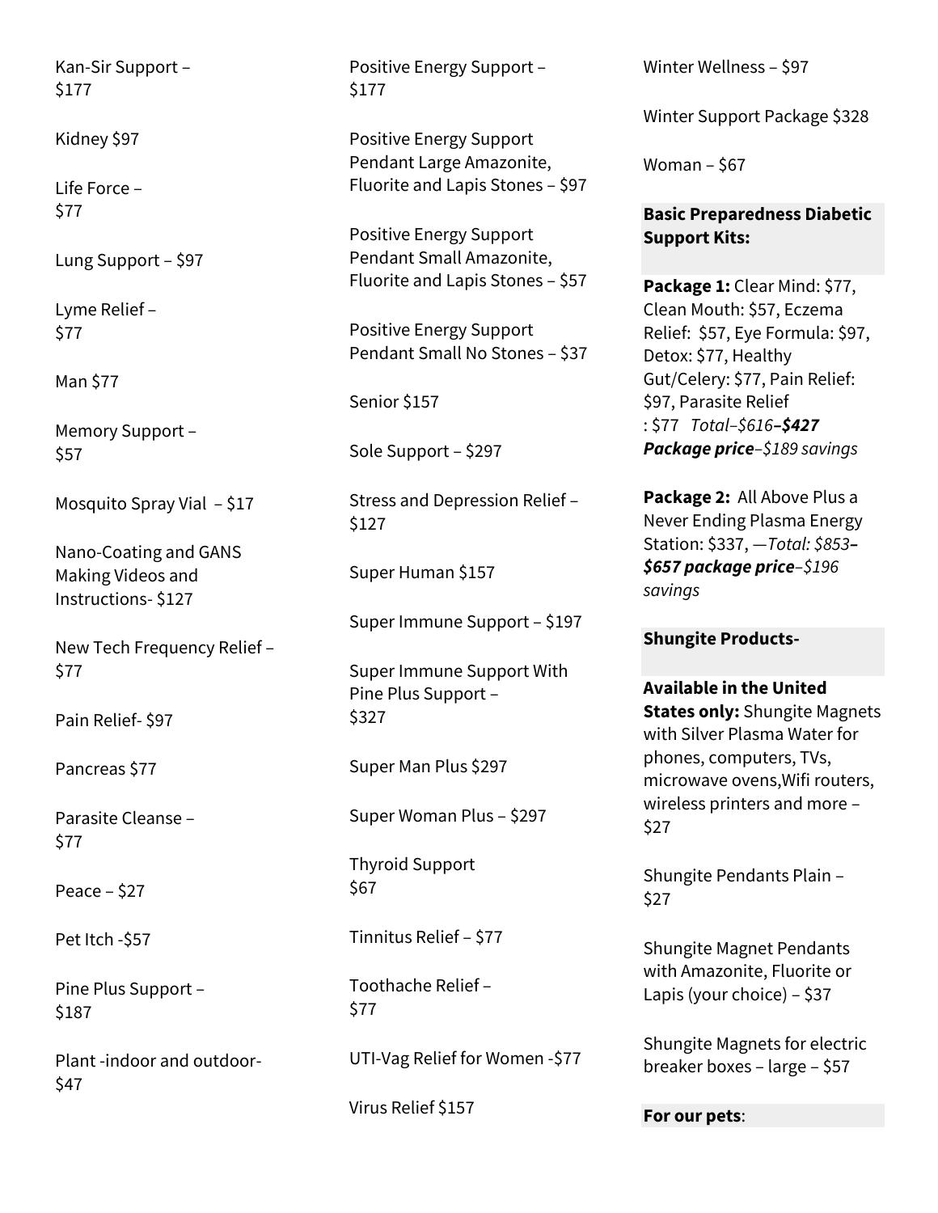Kan-Sir Support – $177

Kidney $97

Life Force – $77

Lung Support – $97

Lyme Relief – $77

Man $77

Memory Support – $57

Mosquito Spray Vial – $17

Nano-Coating and GANS Making Videos and Instructions- $127

New Tech Frequency Relief – $77

Pain Relief- $97

Pancreas $77

Parasite Cleanse – $77

Peace – $27

Pet Itch -$57

Pine Plus Support – $187

Plant -indoor and outdoor- $47

Positive Energy Support – $177

Positive Energy Support Pendant Large Amazonite, Fluorite and Lapis Stones – $97

Positive Energy Support Pendant Small Amazonite, Fluorite and Lapis Stones – $57

Positive Energy Support Pendant Small No Stones – $37

Senior $157

Sole Support – $297

Stress and Depression Relief – $127

Super Human $157

Super Immune Support – $197

Super Immune Support With Pine Plus Support – $327

Super Man Plus $297

Super Woman Plus – $297

Thyroid Support $67

Tinnitus Relief – $77

Toothache Relief – $77

UTI-Vag Relief for Women -$77

Virus Relief $157

Winter Wellness – $97

Winter Support Package $328

Woman – $67

**Basic Preparedness Diabetic Support Kits:**

**Package 1:** Clear Mind: $77, Clean Mouth: $57, Eczema Relief: $57, Eye Formula: $97, Detox: $77, Healthy Gut/Celery: $77, Pain Relief: $97, Parasite Relief : $77 *Total–$616–**$427 Package price**–$189 savings*

**Package 2:** All Above Plus a Never Ending Plasma Energy Station: $337, *—Total: $853–**$657 package price**–$196 savings*

**Shungite Products-**

**Available in the United States only:** Shungite Magnets with Silver Plasma Water for phones, computers, TVs, microwave ovens,Wifi routers, wireless printers and more – $27

Shungite Pendants Plain – $27

Shungite Magnet Pendants with Amazonite, Fluorite or Lapis (your choice) – $37

Shungite Magnets for electric breaker boxes – large – $57

**For our pets**: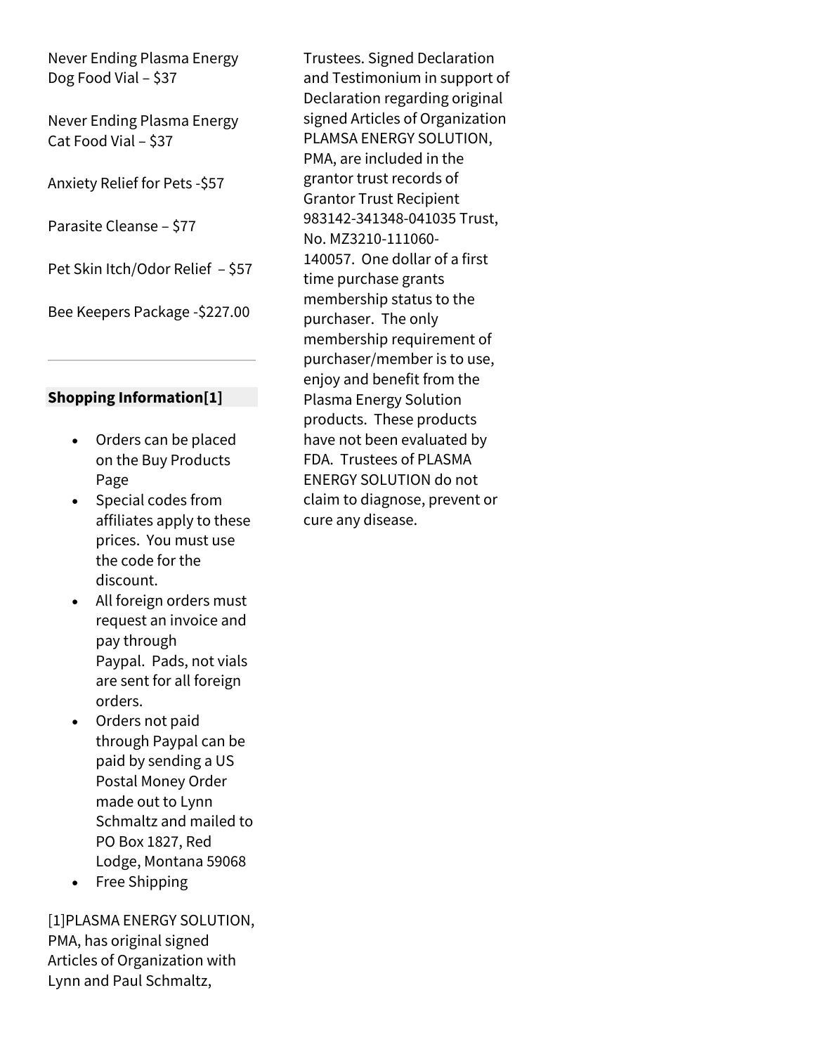Never Ending Plasma Energy Dog Food Vial – $37

Never Ending Plasma Energy Cat Food Vial – $37

Anxiety Relief for Pets -$57

Parasite Cleanse – $77

Pet Skin Itch/Odor Relief – $57

Bee Keepers Package -$227.00

---

**Shopping Information[1]**

- Orders can be placed on the Buy Products Page
- Special codes from affiliates apply to these prices. You must use the code for the discount.
- All foreign orders must request an invoice and pay through Paypal. Pads, not vials are sent for all foreign orders.
- Orders not paid through Paypal can be paid by sending a US Postal Money Order made out to Lynn Schmaltz and mailed to PO Box 1827, Red Lodge, Montana 59068
- Free Shipping

[1]PLASMA ENERGY SOLUTION, PMA, has original signed Articles of Organization with Lynn and Paul Schmaltz, Trustees. Signed Declaration and Testimonium in support of Declaration regarding original signed Articles of Organization PLAMSA ENERGY SOLUTION, PMA, are included in the grantor trust records of Grantor Trust Recipient 983142-341348-041035 Trust, No. MZ3210-111060-140057. One dollar of a first time purchase grants membership status to the purchaser. The only membership requirement of purchaser/member is to use, enjoy and benefit from the Plasma Energy Solution products. These products have not been evaluated by FDA. Trustees of PLASMA ENERGY SOLUTION do not claim to diagnose, prevent or cure any disease.